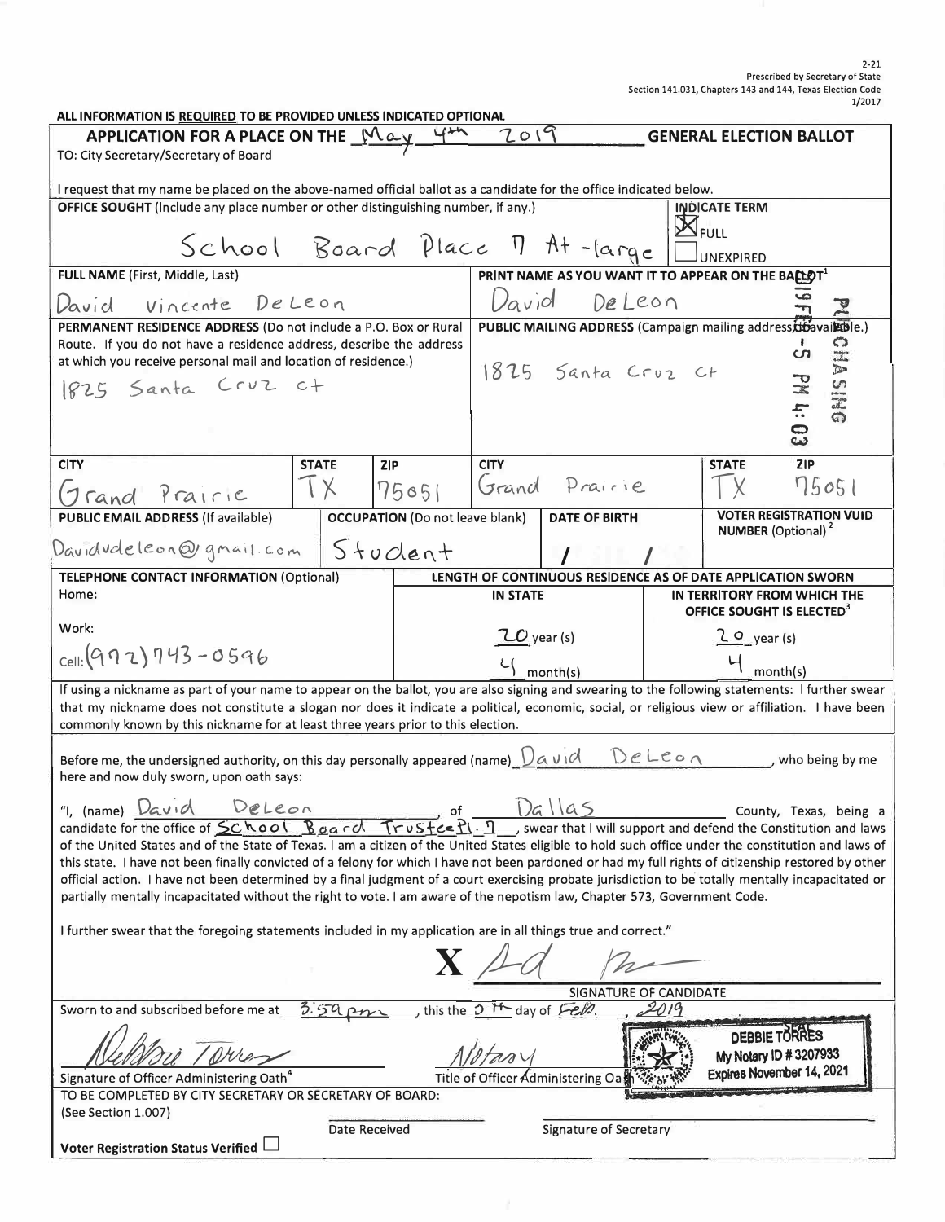2-21
Prescribed by Secretary of State
Section 141.031, Chapters 143 and 144, Texas Election Code
1/2017

**ALL INFORMATION IS REQUIRED TO BE PROVIDED UNLESS INDICATED OPTIONAL**

# APPLICATION FOR A PLACE ON THE May 4th 2019 GENERAL ELECTION BALLOT

TO: City Secretary/Secretary of Board

I request that my name be placed on the above-named official ballot as a candidate for the office indicated below.

| **OFFICE SOUGHT** (Include any place number or other distinguishing number, if any.) | **INDICATE TERM** |
|---|---|
| School Board Place 7 At-large | ☒ FULL ☐ UNEXPIRED |

| **FULL NAME** (First, Middle, Last) | **PRINT NAME AS YOU WANT IT TO APPEAR ON THE BALLOT**[1] |
|---|---|
| David Vincente DeLeon | David DeLeon |

| **PERMANENT RESIDENCE ADDRESS** (Do not include a P.O. Box or Rural Route. If you do not have a residence address, describe the address at which you receive personal mail and location of residence.) | **PUBLIC MAILING ADDRESS** (Campaign mailing address, if available.) |
|---|---|
| 1825 Santa Cruz ct | 1825 Santa Cruz Ct |

2019 FEB -5 PM 4:03 PURCHASING

| **CITY** | **STATE** | **ZIP** | **CITY** | **STATE** | **ZIP** |
|---|---|---|---|---|---|
| Grand Prairie | TX | 75051 | Grand Prairie | TX | 75051 |

| **PUBLIC EMAIL ADDRESS** (If available) | **OCCUPATION** (Do not leave blank) | **DATE OF BIRTH** | **VOTER REGISTRATION VUID NUMBER** (Optional)[2] |
|---|---|---|---|
| Davidvdeleon@gmail.com | Student | / / | |

| **TELEPHONE CONTACT INFORMATION** (Optional) | **LENGTH OF CONTINUOUS RESIDENCE AS OF DATE APPLICATION SWORN** | |
|---|---|---|
| | **IN STATE** | **IN TERRITORY FROM WHICH THE OFFICE SOUGHT IS ELECTED**[3] |
| Home: | | |
| Work: | 20 year(s) | 20 year(s) |
| Cell: (972) 743-0596 | 4 month(s) | 4 month(s) |

If using a nickname as part of your name to appear on the ballot, you are also signing and swearing to the following statements: I further swear that my nickname does not constitute a slogan nor does it indicate a political, economic, social, or religious view or affiliation. I have been commonly known by this nickname for at least three years prior to this election.

Before me, the undersigned authority, on this day personally appeared (name) David DeLeon, who being by me here and now duly sworn, upon oath says:

"I, (name) David DeLeon, of Dallas County, Texas, being a candidate for the office of School Board TrusteePl. 7, swear that I will support and defend the Constitution and laws of the United States and of the State of Texas. I am a citizen of the United States eligible to hold such office under the constitution and laws of this state. I have not been finally convicted of a felony for which I have not been pardoned or had my full rights of citizenship restored by other official action. I have not been determined by a final judgment of a court exercising probate jurisdiction to be totally mentally incapacitated or partially mentally incapacitated without the right to vote. I am aware of the nepotism law, Chapter 573, Government Code.

I further swear that the foregoing statements included in my application are in all things true and correct."

X [signature]

SIGNATURE OF CANDIDATE

Sworn to and subscribed before me at 3:59 pm, this the 5th day of Feb., 2019

[signature] — Signature of Officer Administering Oath[4]

Notary — Title of Officer Administering Oath

DEBBIE TORRES
My Notary ID # 3207933
Expires November 14, 2021

TO BE COMPLETED BY CITY SECRETARY OR SECRETARY OF BOARD:
(See Section 1.007)

Date Received — Signature of Secretary

Voter Registration Status Verified ☐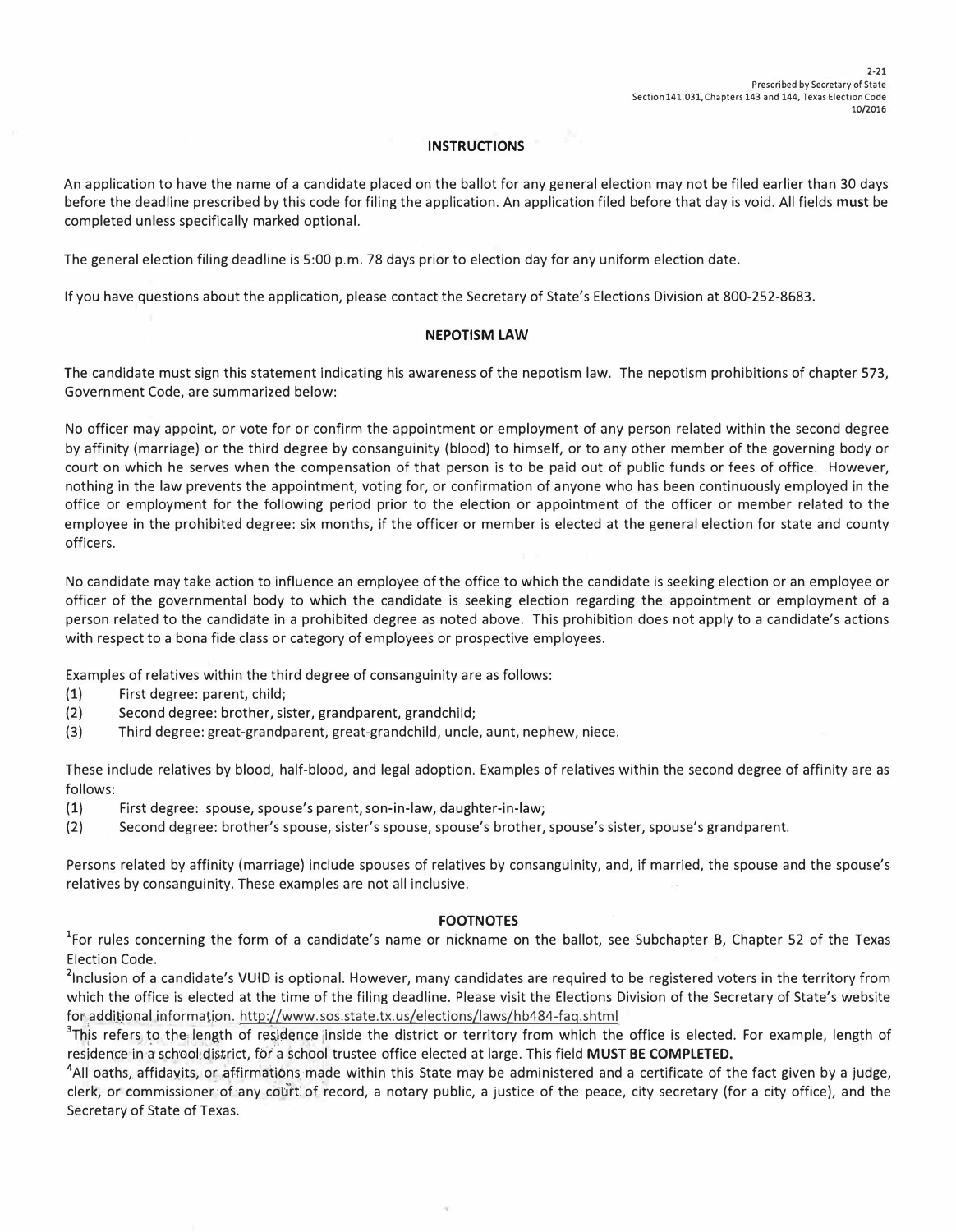2-21
Prescribed by Secretary of State
Section 141.031, Chapters 143 and 144, Texas Election Code
10/2016

## INSTRUCTIONS

An application to have the name of a candidate placed on the ballot for any general election may not be filed earlier than 30 days before the deadline prescribed by this code for filing the application. An application filed before that day is void. All fields **must** be completed unless specifically marked optional.

The general election filing deadline is 5:00 p.m. 78 days prior to election day for any uniform election date.

If you have questions about the application, please contact the Secretary of State's Elections Division at 800-252-8683.

## NEPOTISM LAW

The candidate must sign this statement indicating his awareness of the nepotism law. The nepotism prohibitions of chapter 573, Government Code, are summarized below:

No officer may appoint, or vote for or confirm the appointment or employment of any person related within the second degree by affinity (marriage) or the third degree by consanguinity (blood) to himself, or to any other member of the governing body or court on which he serves when the compensation of that person is to be paid out of public funds or fees of office. However, nothing in the law prevents the appointment, voting for, or confirmation of anyone who has been continuously employed in the office or employment for the following period prior to the election or appointment of the officer or member related to the employee in the prohibited degree: six months, if the officer or member is elected at the general election for state and county officers.

No candidate may take action to influence an employee of the office to which the candidate is seeking election or an employee or officer of the governmental body to which the candidate is seeking election regarding the appointment or employment of a person related to the candidate in a prohibited degree as noted above. This prohibition does not apply to a candidate's actions with respect to a bona fide class or category of employees or prospective employees.

Examples of relatives within the third degree of consanguinity are as follows:

(1) First degree: parent, child;
(2) Second degree: brother, sister, grandparent, grandchild;
(3) Third degree: great-grandparent, great-grandchild, uncle, aunt, nephew, niece.

These include relatives by blood, half-blood, and legal adoption. Examples of relatives within the second degree of affinity are as follows:

(1) First degree: spouse, spouse's parent, son-in-law, daughter-in-law;
(2) Second degree: brother's spouse, sister's spouse, spouse's brother, spouse's sister, spouse's grandparent.

Persons related by affinity (marriage) include spouses of relatives by consanguinity, and, if married, the spouse and the spouse's relatives by consanguinity. These examples are not all inclusive.

## FOOTNOTES

[1]For rules concerning the form of a candidate's name or nickname on the ballot, see Subchapter B, Chapter 52 of the Texas Election Code.

[2]Inclusion of a candidate's VUID is optional. However, many candidates are required to be registered voters in the territory from which the office is elected at the time of the filing deadline. Please visit the Elections Division of the Secretary of State's website for additional information. http://www.sos.state.tx.us/elections/laws/hb484-faq.shtml

[3]This refers to the length of residence inside the district or territory from which the office is elected. For example, length of residence in a school district, for a school trustee office elected at large. This field **MUST BE COMPLETED.**

[4]All oaths, affidavits, or affirmations made within this State may be administered and a certificate of the fact given by a judge, clerk, or commissioner of any court of record, a notary public, a justice of the peace, city secretary (for a city office), and the Secretary of State of Texas.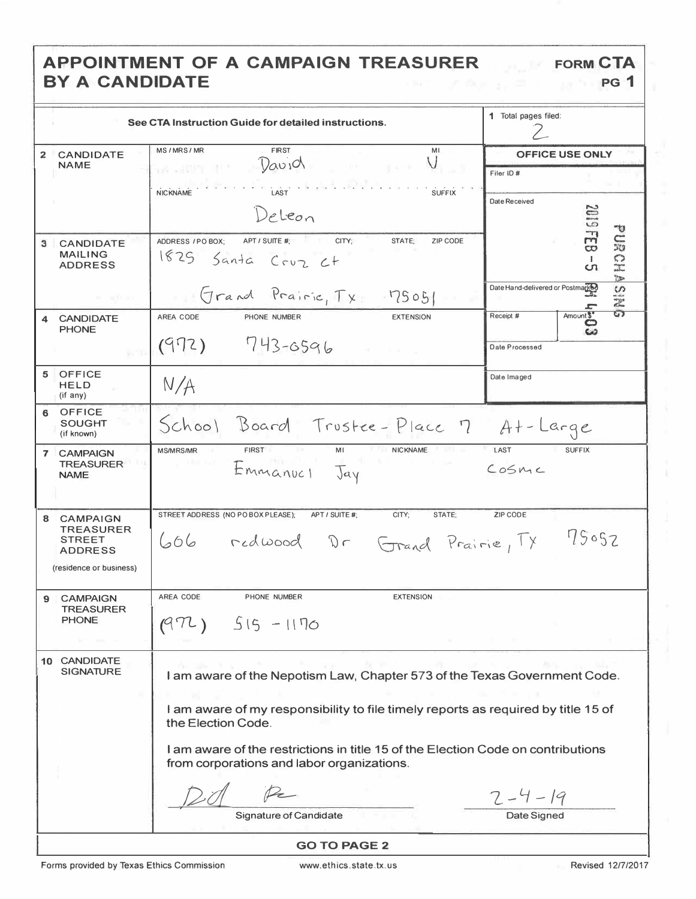# APPOINTMENT OF A CAMPAIGN TREASURER BY A CANDIDATE

**FORM CTA**
**PG 1**

See CTA Instruction Guide for detailed instructions.

| | | |
|---|---|---|
| **1** Total pages filed: | 2 | |
| **2 CANDIDATE NAME** | MS / MRS / MR: FIRST: David MI: V<br>NICKNAME: LAST: Deleon SUFFIX: | **OFFICE USE ONLY**<br>Filer ID #<br>Date Received: 2019 FEB -5 PM 4:03 PURCHASING |
| **3 CANDIDATE MAILING ADDRESS** | ADDRESS / PO BOX; APT / SUITE #; CITY; STATE; ZIP CODE<br>1825 Santa Cruz Ct<br>Grand Prairie, Tx 75051 | Date Hand-delivered or Postmarked |
| **4 CANDIDATE PHONE** | AREA CODE: (972) PHONE NUMBER: 743-6596 EXTENSION: | Receipt # Amount $<br>Date Processed |
| **5 OFFICE HELD** (if any) | N/A | Date Imaged |
| **6 OFFICE SOUGHT** (if known) | School Board Trustee - Place 7 At-Large | |
| **7 CAMPAIGN TREASURER NAME** | MS/MRS/MR: FIRST: Emmanuel MI: Jay NICKNAME: LAST: Cosme SUFFIX: | |
| **8 CAMPAIGN TREASURER STREET ADDRESS** (residence or business) | STREET ADDRESS (NO PO BOX PLEASE); APT / SUITE #; CITY; STATE; ZIP CODE<br>606 redwood Dr Grand Prairie, Tx 75052 | |
| **9 CAMPAIGN TREASURER PHONE** | AREA CODE: (972) PHONE NUMBER: 515-1170 EXTENSION: | |

**10 CANDIDATE SIGNATURE**

I am aware of the Nepotism Law, Chapter 573 of the Texas Government Code.

I am aware of my responsibility to file timely reports as required by title 15 of the Election Code.

I am aware of the restrictions in title 15 of the Election Code on contributions from corporations and labor organizations.

[Signature] — Signature of Candidate

2-4-19 — Date Signed

**GO TO PAGE 2**

Forms provided by Texas Ethics Commission www.ethics.state.tx.us Revised 12/7/2017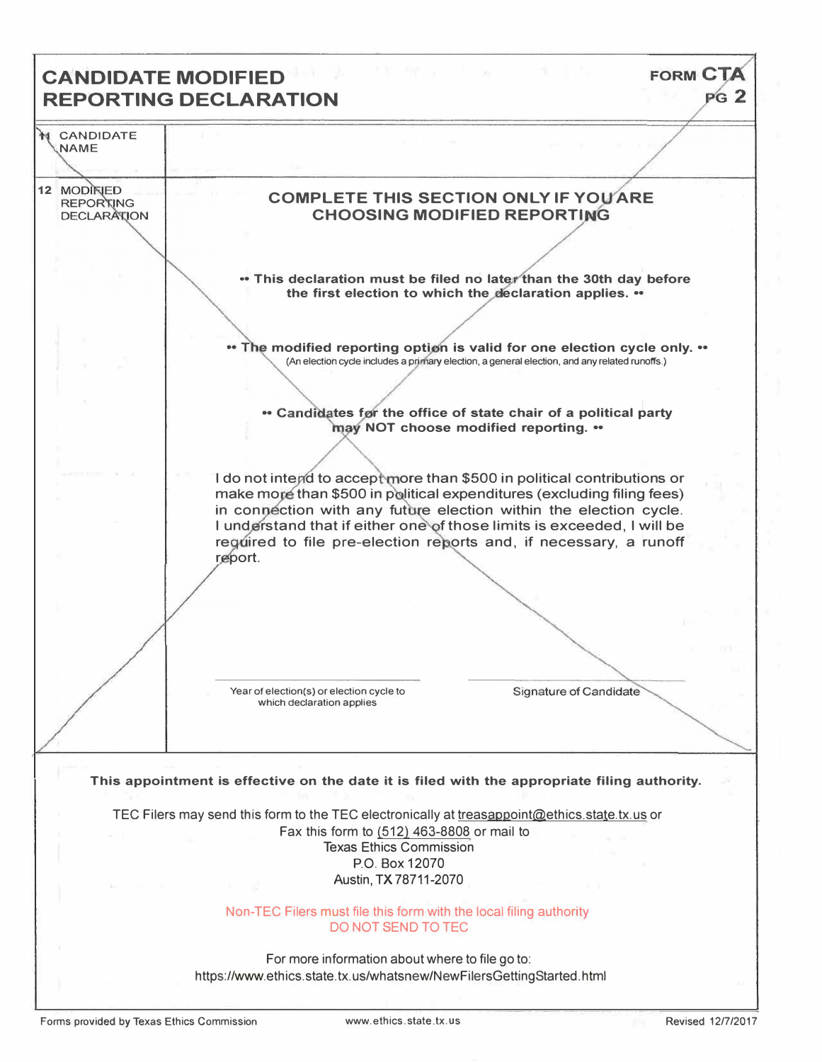# CANDIDATE MODIFIED REPORTING DECLARATION

**FORM CTA PG 2**

| | |
|---|---|
| 11 CANDIDATE NAME | |
| 12 MODIFIED REPORTING DECLARATION | **COMPLETE THIS SECTION ONLY IF YOU ARE CHOOSING MODIFIED REPORTING**<br><br>**•• This declaration must be filed no later than the 30th day before the first election to which the declaration applies. ••**<br><br>**•• The modified reporting option is valid for one election cycle only. ••**<br>(An election cycle includes a primary election, a general election, and any related runoffs.)<br><br>**•• Candidates for the office of state chair of a political party may NOT choose modified reporting. ••**<br><br>I do not intend to accept more than $500 in political contributions or make more than $500 in political expenditures (excluding filing fees) in connection with any future election within the election cycle. I understand that if either one of those limits is exceeded, I will be required to file pre-election reports and, if necessary, a runoff report.<br><br>Year of election(s) or election cycle to which declaration applies ____________ Signature of Candidate ____________ |

**This appointment is effective on the date it is filed with the appropriate filing authority.**

TEC Filers may send this form to the TEC electronically at treasappoint@ethics.state.tx.us or
Fax this form to (512) 463-8808 or mail to
Texas Ethics Commission
P.O. Box 12070
Austin, TX 78711-2070

Non-TEC Filers must file this form with the local filing authority
DO NOT SEND TO TEC

For more information about where to file go to:
https://www.ethics.state.tx.us/whatsnew/NewFilersGettingStarted.html

Forms provided by Texas Ethics Commission www.ethics.state.tx.us Revised 12/7/2017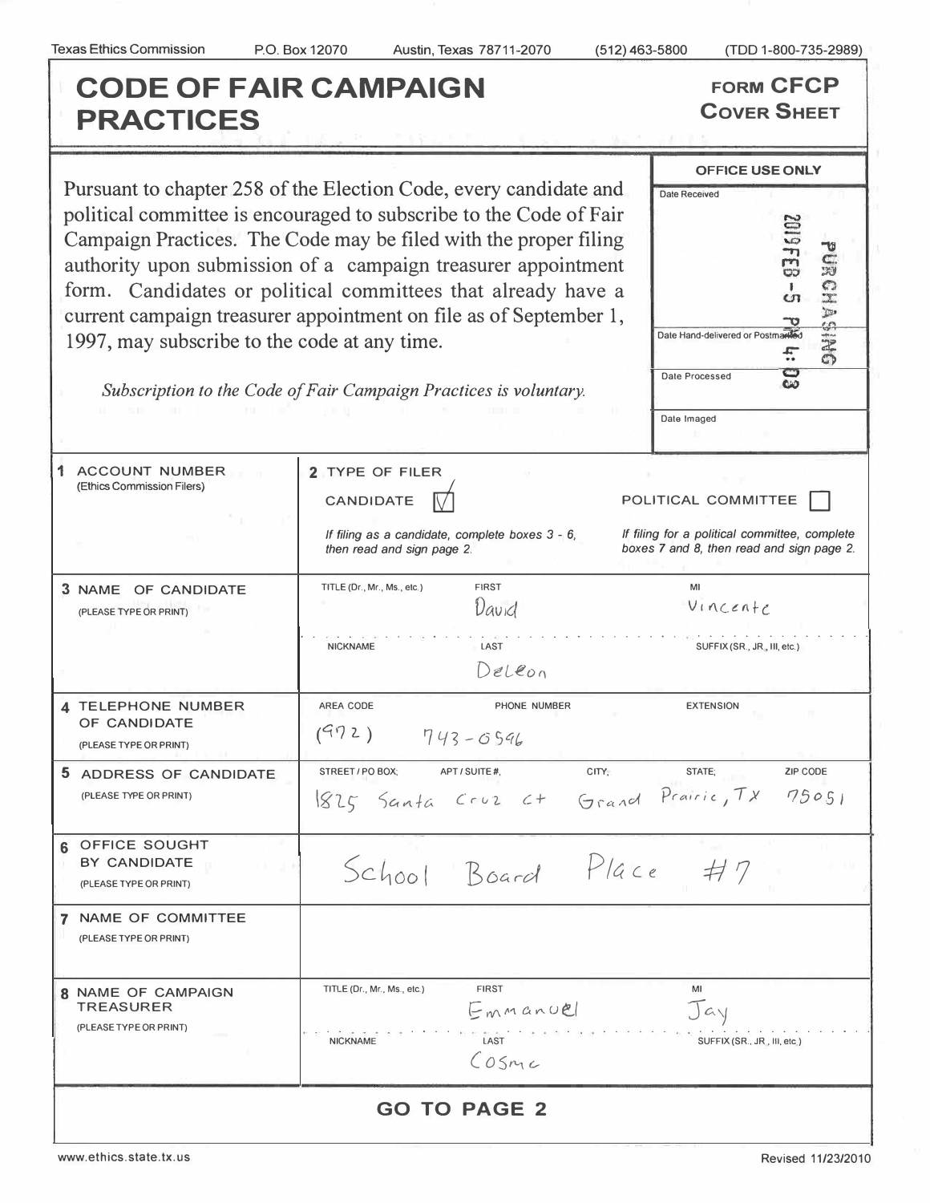Texas Ethics Commission P.O. Box 12070 Austin, Texas 78711-2070 (512) 463-5800 (TDD 1-800-735-2989)

# CODE OF FAIR CAMPAIGN PRACTICES

**FORM CFCP**
**COVER SHEET**

Pursuant to chapter 258 of the Election Code, every candidate and political committee is encouraged to subscribe to the Code of Fair Campaign Practices. The Code may be filed with the proper filing authority upon submission of a campaign treasurer appointment form. Candidates or political committees that already have a current campaign treasurer appointment on file as of September 1, 1997, may subscribe to the code at any time.

*Subscription to the Code of Fair Campaign Practices is voluntary.*

| OFFICE USE ONLY |
|---|
| Date Received: 2019 FEB -5 PM 4:03 PURCHASING |
| Date Hand-delivered or Postmarked |
| Date Processed |
| Date Imaged |

| | | |
|---|---|---|
| **1 ACCOUNT NUMBER** (Ethics Commission Filers) | **2 TYPE OF FILER** CANDIDATE ☑ *If filing as a candidate, complete boxes 3 - 6, then read and sign page 2.* | POLITICAL COMMITTEE ☐ *If filing for a political committee, complete boxes 7 and 8, then read and sign page 2.* |
| **3 NAME OF CANDIDATE** (PLEASE TYPE OR PRINT) | TITLE (Dr., Mr., Ms., etc.): FIRST: David; MI: Vincente | NICKNAME: ; LAST: DeLeon; SUFFIX (SR., JR., III, etc.): |
| **4 TELEPHONE NUMBER OF CANDIDATE** (PLEASE TYPE OR PRINT) | AREA CODE: (972) PHONE NUMBER: 743-0596 | EXTENSION: |
| **5 ADDRESS OF CANDIDATE** (PLEASE TYPE OR PRINT) | STREET / PO BOX; APT / SUITE #; CITY; STATE; ZIP CODE: 1825 Santa Cruz Ct Grand Prairie, TX 75051 | |
| **6 OFFICE SOUGHT BY CANDIDATE** (PLEASE TYPE OR PRINT) | School Board Place #7 | |
| **7 NAME OF COMMITTEE** (PLEASE TYPE OR PRINT) | | |
| **8 NAME OF CAMPAIGN TREASURER** (PLEASE TYPE OR PRINT) | TITLE (Dr., Mr., Ms., etc.): FIRST: Emmanuel; MI: Jay | NICKNAME: ; LAST: Cosme; SUFFIX (SR., JR., III, etc.): |

**GO TO PAGE 2**

www.ethics.state.tx.us Revised 11/23/2010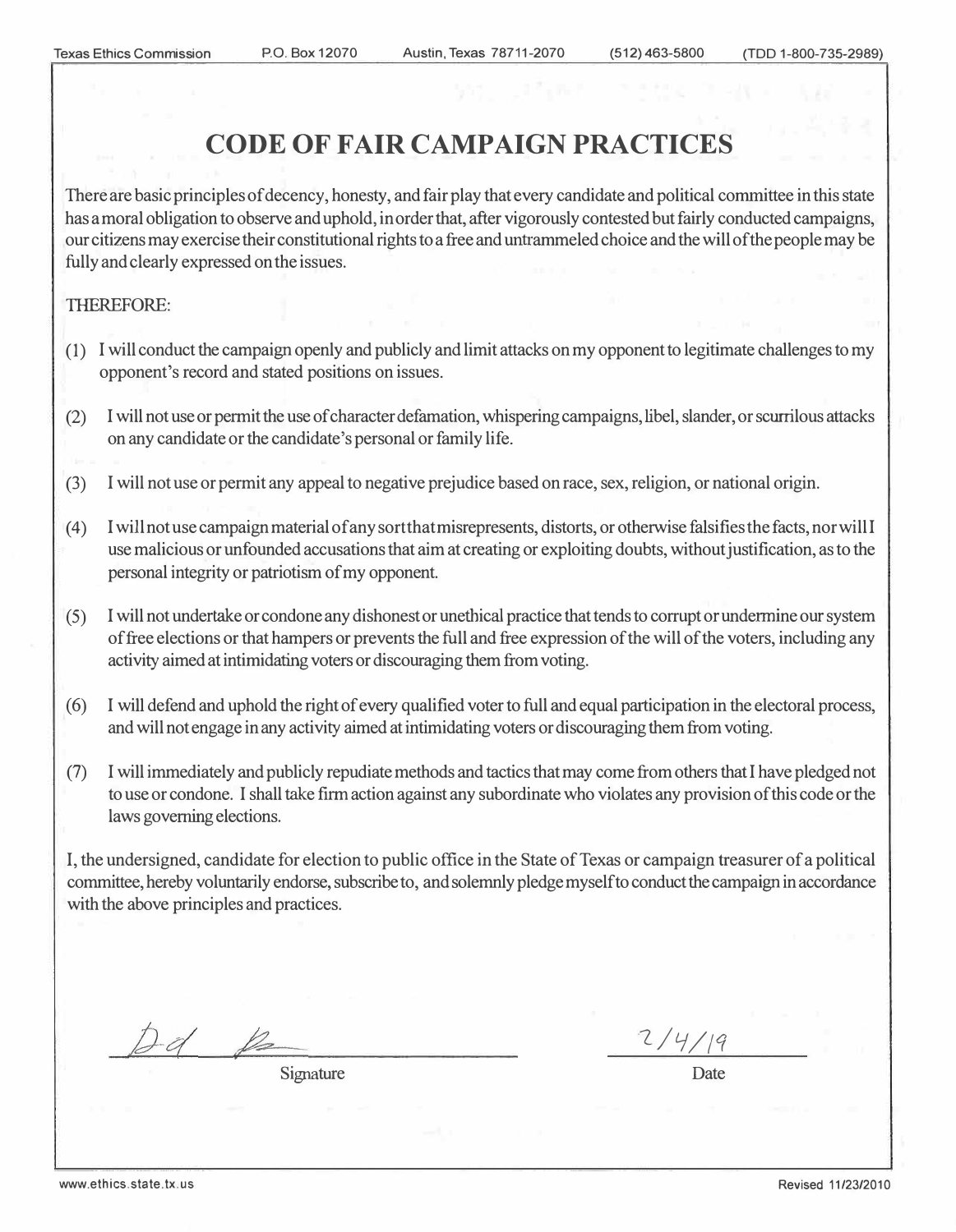# CODE OF FAIR CAMPAIGN PRACTICES

There are basic principles of decency, honesty, and fair play that every candidate and political committee in this state has a moral obligation to observe and uphold, in order that, after vigorously contested but fairly conducted campaigns, our citizens may exercise their constitutional rights to a free and untrammeled choice and the will of the people may be fully and clearly expressed on the issues.

THEREFORE:

(1) I will conduct the campaign openly and publicly and limit attacks on my opponent to legitimate challenges to my opponent's record and stated positions on issues.

(2) I will not use or permit the use of character defamation, whispering campaigns, libel, slander, or scurrilous attacks on any candidate or the candidate's personal or family life.

(3) I will not use or permit any appeal to negative prejudice based on race, sex, religion, or national origin.

(4) I will not use campaign material of any sort that misrepresents, distorts, or otherwise falsifies the facts, nor will I use malicious or unfounded accusations that aim at creating or exploiting doubts, without justification, as to the personal integrity or patriotism of my opponent.

(5) I will not undertake or condone any dishonest or unethical practice that tends to corrupt or undermine our system of free elections or that hampers or prevents the full and free expression of the will of the voters, including any activity aimed at intimidating voters or discouraging them from voting.

(6) I will defend and uphold the right of every qualified voter to full and equal participation in the electoral process, and will not engage in any activity aimed at intimidating voters or discouraging them from voting.

(7) I will immediately and publicly repudiate methods and tactics that may come from others that I have pledged not to use or condone. I shall take firm action against any subordinate who violates any provision of this code or the laws governing elections.

I, the undersigned, candidate for election to public office in the State of Texas or campaign treasurer of a political committee, hereby voluntarily endorse, subscribe to, and solemnly pledge myself to conduct the campaign in accordance with the above principles and practices.

Signature: [signature]

Date: 2/4/19